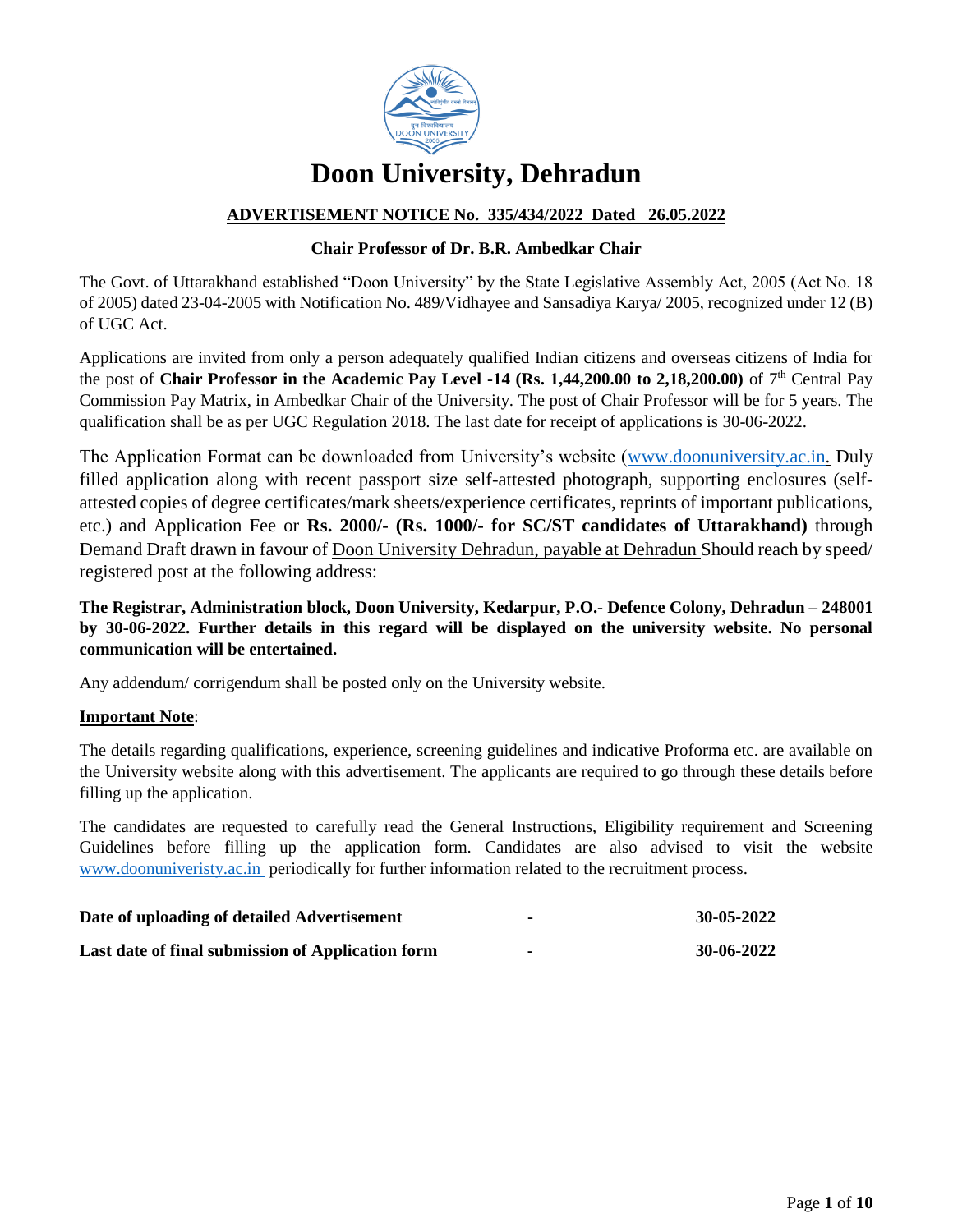# Doon University, Dehradun

**ADVERTISEMENT NOTICE No. 335/434/2022 Dated 26.05.2022**

**Chair Professor of Dr. B.R. Ambedkar Chair**

The Govt. of Uttarakhand established "Doon University" by the State Legislative Assembly Act, 2005 (Act No. 18 of 2005) dated 23-04-2005 with Notification No. 489/Vidhayee and Sansadiya Karya/ 2005, recognized under 12 (B) of UGC Act.

Applications are invited from only a person adequately qualified Indian citizens and overseas citizens of India for the post of **Chair Professor in the Academic Pay Level -14 (Rs. 1,44,200.00 to 2,18,200.00)** of 7th Central Pay Commission Pay Matrix, in Ambedkar Chair of the University. The post of Chair Professor will be for 5 years. The qualification shall be as per UGC Regulation 2018. The last date for receipt of applications is 30-06-2022.

The Application Format can be downloaded from University's website (www.doonuniversity.ac.in. Duly filled application along with recent passport size self-attested photograph, supporting enclosures (self-attested copies of degree certificates/mark sheets/experience certificates, reprints of important publications, etc.) and Application Fee or **Rs. 2000/- (Rs. 1000/- for SC/ST candidates of Uttarakhand)** through Demand Draft drawn in favour of Doon University Dehradun, payable at Dehradun Should reach by speed/ registered post at the following address:

**The Registrar, Administration block, Doon University, Kedarpur, P.O.- Defence Colony, Dehradun – 248001 by 30-06-2022. Further details in this regard will be displayed on the university website. No personal communication will be entertained.**

Any addendum/ corrigendum shall be posted only on the University website.

**Important Note**:

The details regarding qualifications, experience, screening guidelines and indicative Proforma etc. are available on the University website along with this advertisement. The applicants are required to go through these details before filling up the application.

The candidates are requested to carefully read the General Instructions, Eligibility requirement and Screening Guidelines before filling up the application form. Candidates are also advised to visit the website www.doonuniveristy.ac.in periodically for further information related to the recruitment process.

| | | |
|---|---|---|
| **Date of uploading of detailed Advertisement** | - | **30-05-2022** |
| **Last date of final submission of Application form** | - | **30-06-2022** |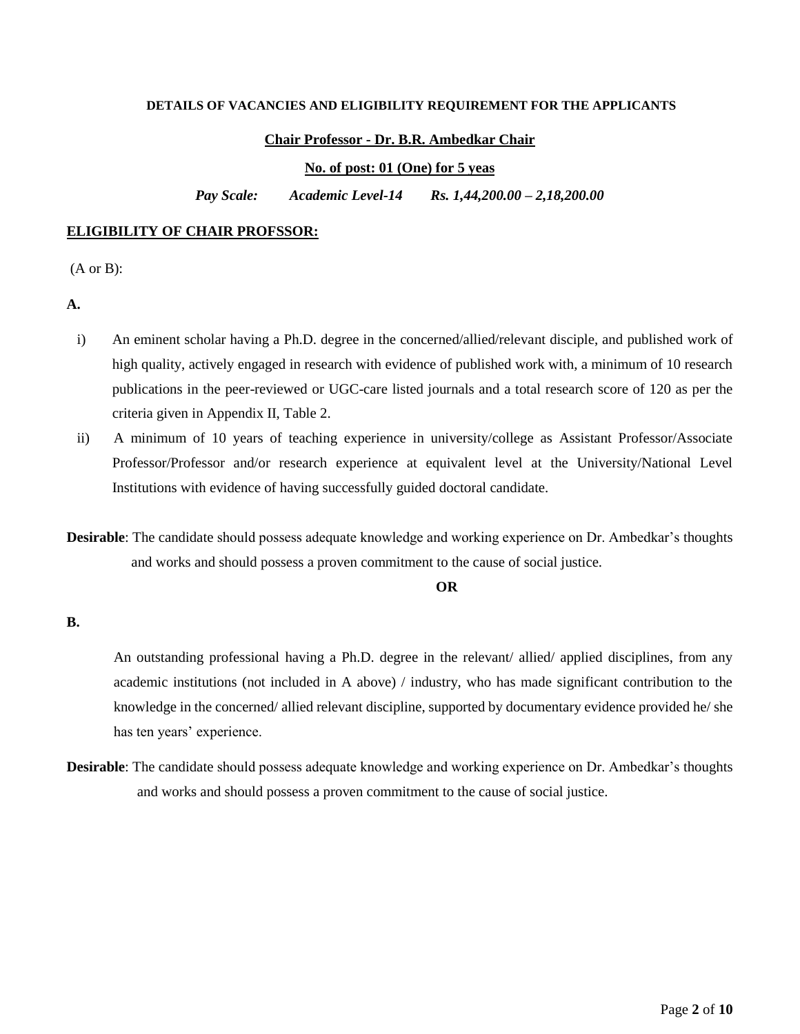**DETAILS OF VACANCIES AND ELIGIBILITY REQUIREMENT FOR THE APPLICANTS**

**Chair Professor - Dr. B.R. Ambedkar Chair**

**No. of post: 01 (One) for 5 yeas**

***Pay Scale: Academic Level-14 Rs. 1,44,200.00 – 2,18,200.00***

**ELIGIBILITY OF CHAIR PROFSSOR:**

(A or B):

**A.**

i) An eminent scholar having a Ph.D. degree in the concerned/allied/relevant disciple, and published work of high quality, actively engaged in research with evidence of published work with, a minimum of 10 research publications in the peer-reviewed or UGC-care listed journals and a total research score of 120 as per the criteria given in Appendix II, Table 2.

ii) A minimum of 10 years of teaching experience in university/college as Assistant Professor/Associate Professor/Professor and/or research experience at equivalent level at the University/National Level Institutions with evidence of having successfully guided doctoral candidate.

**Desirable**: The candidate should possess adequate knowledge and working experience on Dr. Ambedkar's thoughts and works and should possess a proven commitment to the cause of social justice.

**OR**

**B.**

An outstanding professional having a Ph.D. degree in the relevant/ allied/ applied disciplines, from any academic institutions (not included in A above) / industry, who has made significant contribution to the knowledge in the concerned/ allied relevant discipline, supported by documentary evidence provided he/ she has ten years' experience.

**Desirable**: The candidate should possess adequate knowledge and working experience on Dr. Ambedkar's thoughts and works and should possess a proven commitment to the cause of social justice.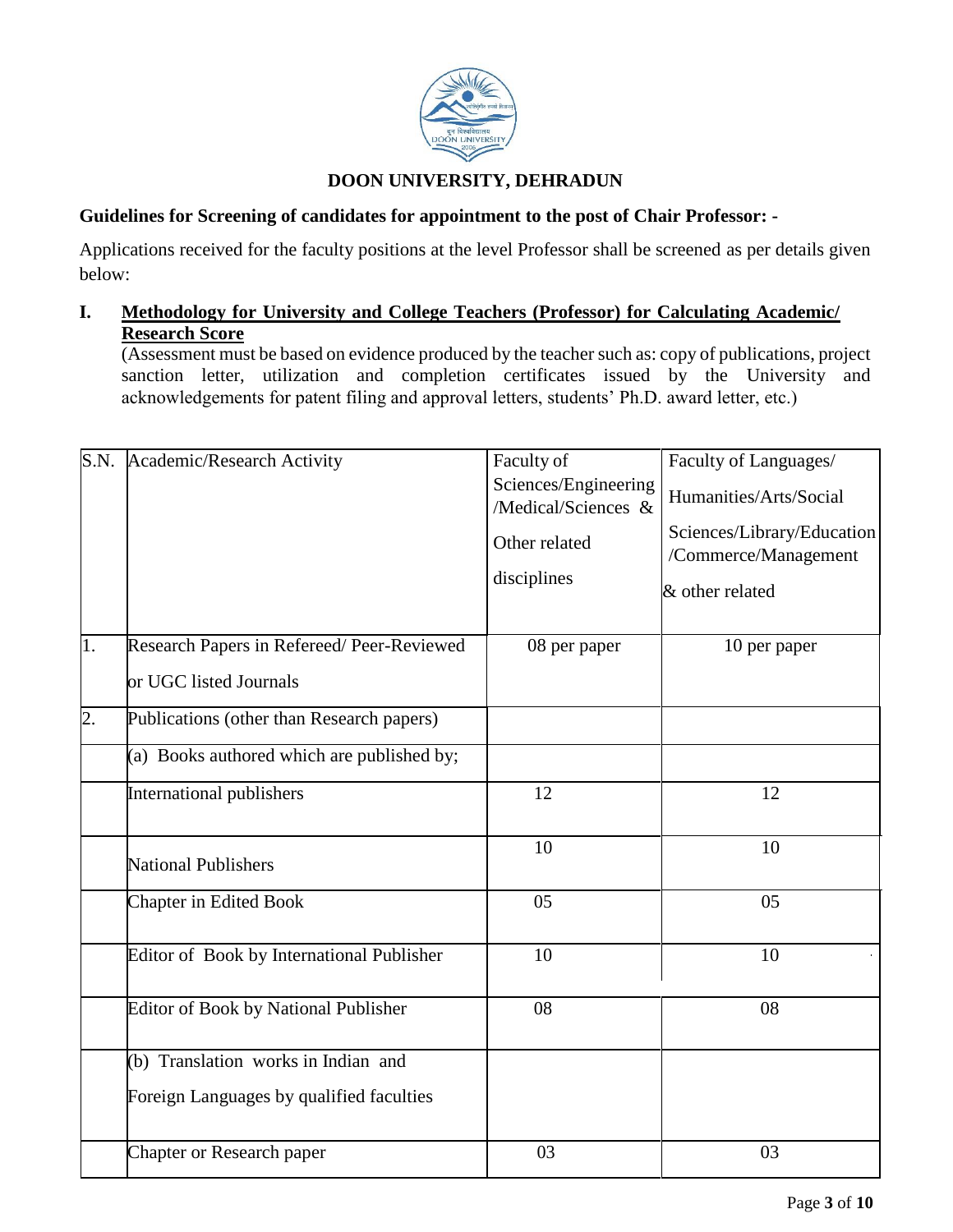## DOON UNIVERSITY, DEHRADUN

**Guidelines for Screening of candidates for appointment to the post of Chair Professor: -**

Applications received for the faculty positions at the level Professor shall be screened as per details given below:

**I. Methodology for University and College Teachers (Professor) for Calculating Academic/ Research Score**

(Assessment must be based on evidence produced by the teacher such as: copy of publications, project sanction letter, utilization and completion certificates issued by the University and acknowledgements for patent filing and approval letters, students' Ph.D. award letter, etc.)

| S.N. | Academic/Research Activity | Faculty of Sciences/Engineering /Medical/Sciences & Other related disciplines | Faculty of Languages/ Humanities/Arts/Social Sciences/Library/Education /Commerce/Management & other related |
|---|---|---|---|
| 1. | Research Papers in Refereed/ Peer-Reviewed or UGC listed Journals | 08 per paper | 10 per paper |
| 2. | Publications (other than Research papers) | | |
| | (a) Books authored which are published by; | | |
| | International publishers | 12 | 12 |
| | National Publishers | 10 | 10 |
| | Chapter in Edited Book | 05 | 05 |
| | Editor of Book by International Publisher | 10 | 10 |
| | Editor of Book by National Publisher | 08 | 08 |
| | (b) Translation works in Indian and Foreign Languages by qualified faculties | | |
| | Chapter or Research paper | 03 | 03 |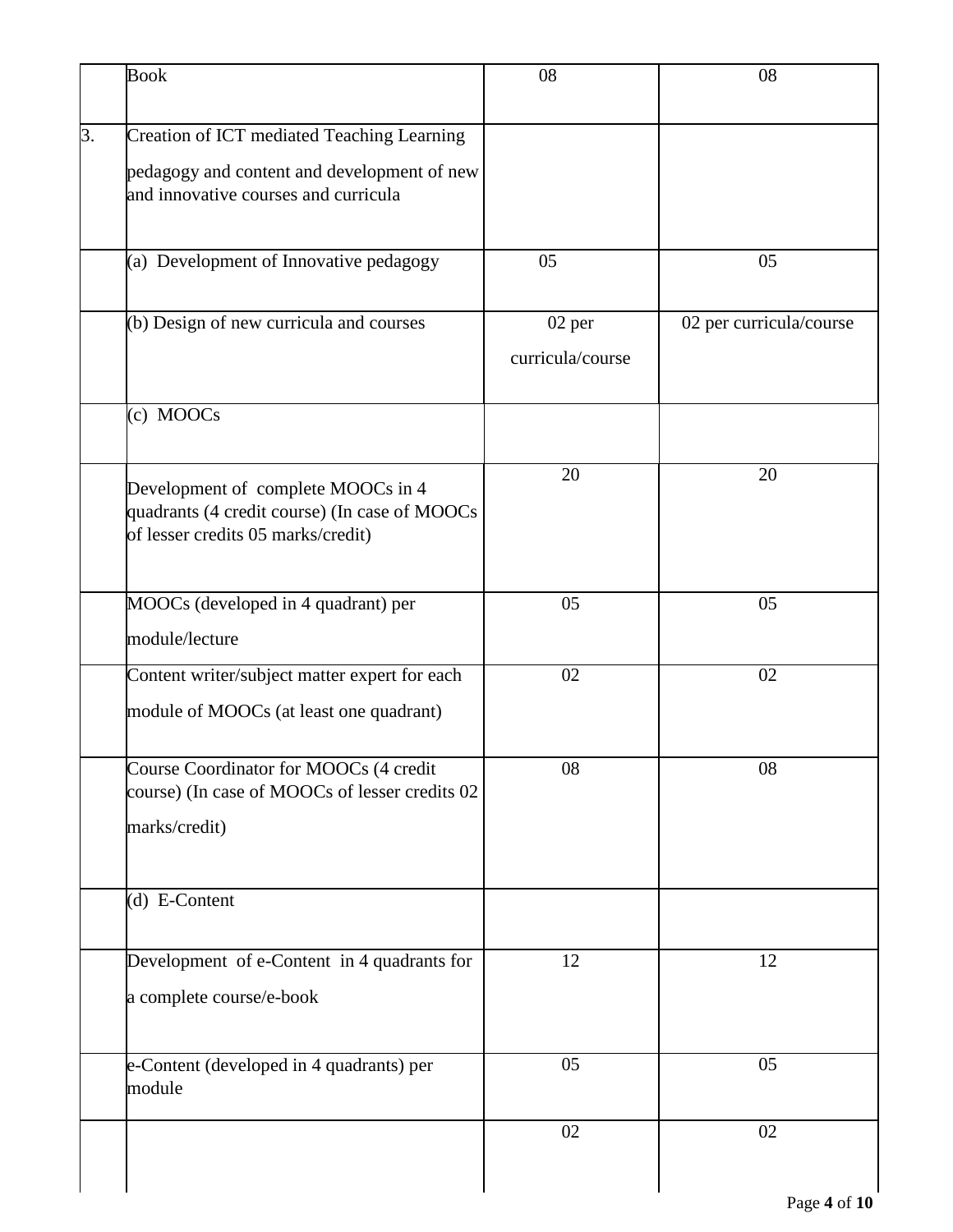| | | | |
|---|---|---|---|
| | Book | 08 | 08 |
| 3. | Creation of ICT mediated Teaching Learning pedagogy and content and development of new and innovative courses and curricula | | |
| | (a) Development of Innovative pedagogy | 05 | 05 |
| | (b) Design of new curricula and courses | 02 per curricula/course | 02 per curricula/course |
| | (c) MOOCs | | |
| | Development of complete MOOCs in 4 quadrants (4 credit course) (In case of MOOCs of lesser credits 05 marks/credit) | 20 | 20 |
| | MOOCs (developed in 4 quadrant) per module/lecture | 05 | 05 |
| | Content writer/subject matter expert for each module of MOOCs (at least one quadrant) | 02 | 02 |
| | Course Coordinator for MOOCs (4 credit course) (In case of MOOCs of lesser credits 02 marks/credit) | 08 | 08 |
| | (d) E-Content | | |
| | Development of e-Content in 4 quadrants for a complete course/e-book | 12 | 12 |
| | e-Content (developed in 4 quadrants) per module | 05 | 05 |
| | | 02 | 02 |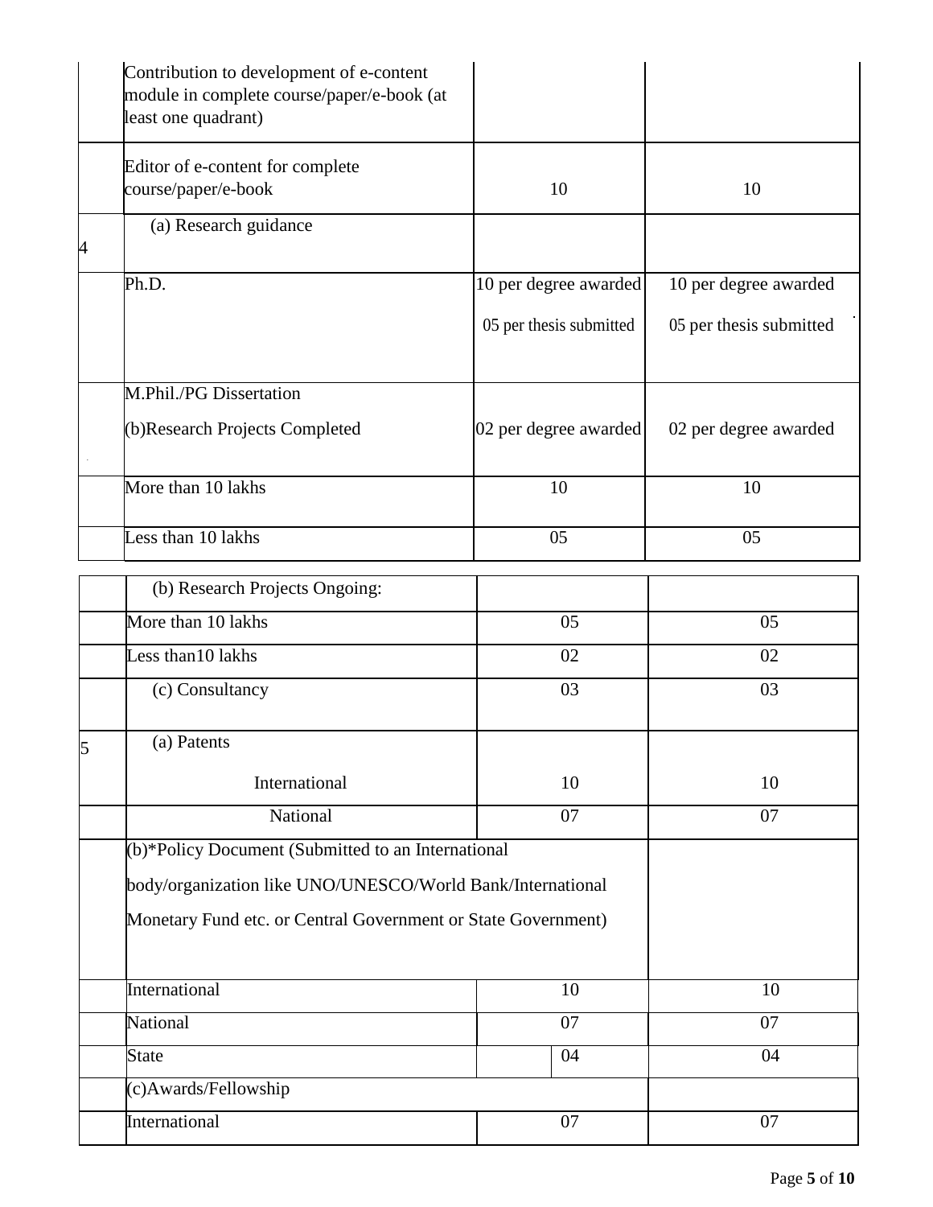| | | | |
|---|---|---|---|
| | Contribution to development of e-content module in complete course/paper/e-book (at least one quadrant) | | |
| | Editor of e-content for complete course/paper/e-book | 10 | 10 |
| 4 | (a) Research guidance | | |
| | Ph.D. | 10 per degree awarded<br>05 per thesis submitted | 10 per degree awarded<br>05 per thesis submitted |
| | M.Phil./PG Dissertation<br>(b)Research Projects Completed | 02 per degree awarded | 02 per degree awarded |
| | More than 10 lakhs | 10 | 10 |
| | Less than 10 lakhs | 05 | 05 |
| | (b) Research Projects Ongoing: | | |
| | More than 10 lakhs | 05 | 05 |
| | Less than10 lakhs | 02 | 02 |
| | (c) Consultancy | 03 | 03 |
| 5 | (a) Patents<br>International | 10 | 10 |
| | National | 07 | 07 |
| | (b)*Policy Document (Submitted to an International body/organization like UNO/UNESCO/World Bank/International Monetary Fund etc. or Central Government or State Government) | | |
| | International | 10 | 10 |
| | National | 07 | 07 |
| | State | 04 | 04 |
| | (c)Awards/Fellowship | | |
| | International | 07 | 07 |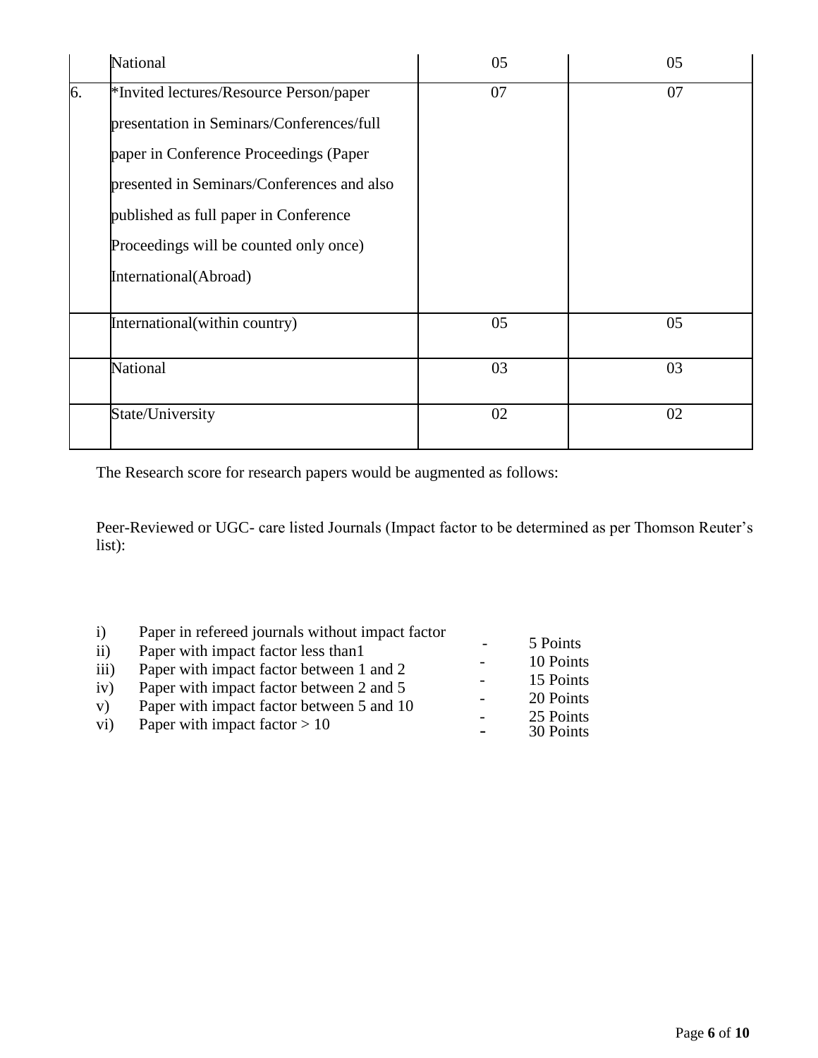| | National | 05 | 05 |
|---|---|---|---|
| 6. | *Invited lectures/Resource Person/paper presentation in Seminars/Conferences/full paper in Conference Proceedings (Paper presented in Seminars/Conferences and also published as full paper in Conference Proceedings will be counted only once) International(Abroad) | 07 | 07 |
| | International(within country) | 05 | 05 |
| | National | 03 | 03 |
| | State/University | 02 | 02 |

The Research score for research papers would be augmented as follows:

Peer-Reviewed or UGC- care listed Journals (Impact factor to be determined as per Thomson Reuter's list):

i) Paper in refereed journals without impact factor - 5 Points
ii) Paper with impact factor less than1 - 10 Points
iii) Paper with impact factor between 1 and 2 - 15 Points
iv) Paper with impact factor between 2 and 5 - 20 Points
v) Paper with impact factor between 5 and 10 - 25 Points
vi) Paper with impact factor > 10 - 30 Points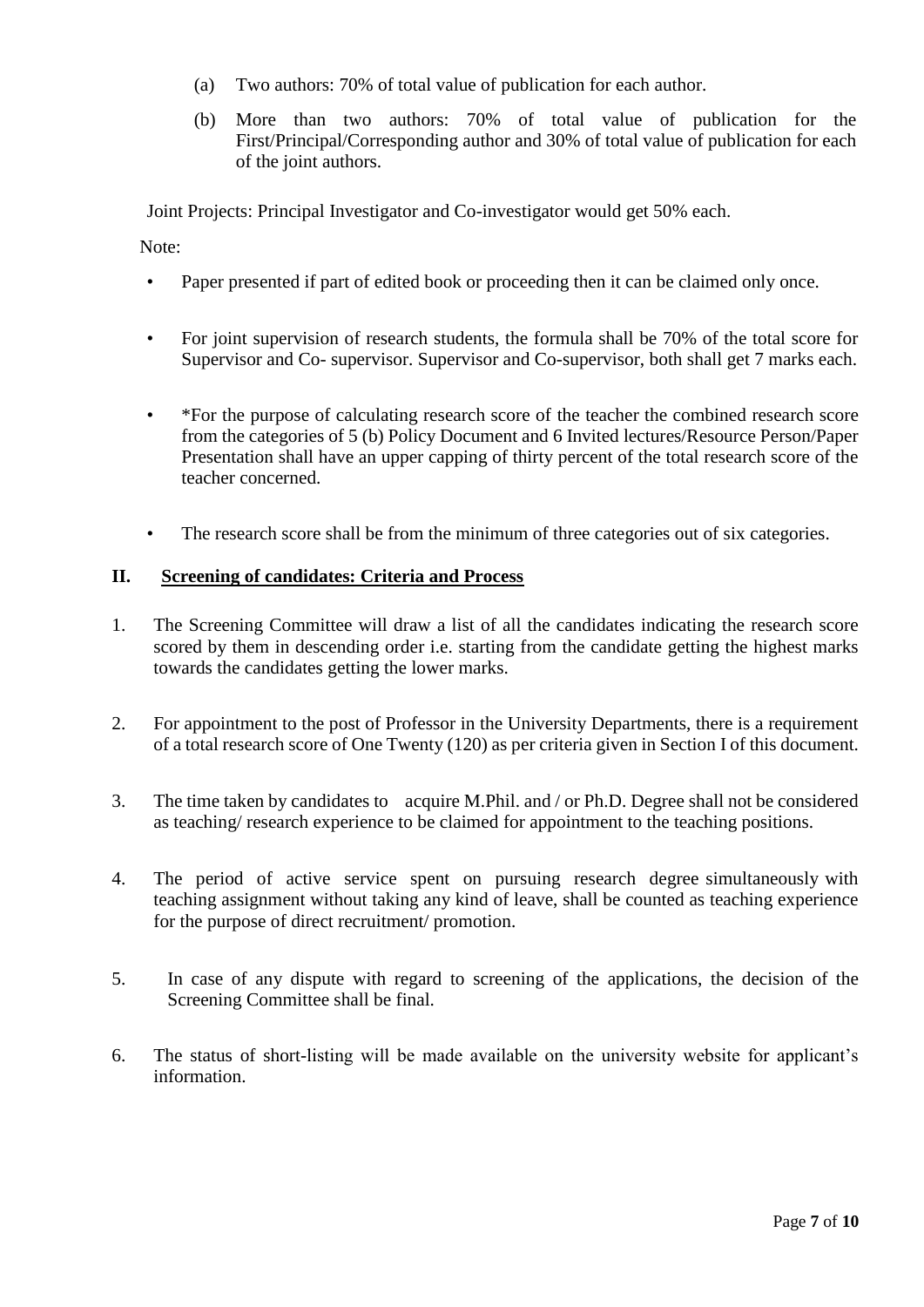(a) Two authors: 70% of total value of publication for each author.

(b) More than two authors: 70% of total value of publication for the First/Principal/Corresponding author and 30% of total value of publication for each of the joint authors.

Joint Projects: Principal Investigator and Co-investigator would get 50% each.

Note:

- Paper presented if part of edited book or proceeding then it can be claimed only once.
- For joint supervision of research students, the formula shall be 70% of the total score for Supervisor and Co- supervisor. Supervisor and Co-supervisor, both shall get 7 marks each.
- *For the purpose of calculating research score of the teacher the combined research score from the categories of 5 (b) Policy Document and 6 Invited lectures/Resource Person/Paper Presentation shall have an upper capping of thirty percent of the total research score of the teacher concerned.
- The research score shall be from the minimum of three categories out of six categories.

## II. Screening of candidates: Criteria and Process

1. The Screening Committee will draw a list of all the candidates indicating the research score scored by them in descending order i.e. starting from the candidate getting the highest marks towards the candidates getting the lower marks.
2. For appointment to the post of Professor in the University Departments, there is a requirement of a total research score of One Twenty (120) as per criteria given in Section I of this document.
3. The time taken by candidates to acquire M.Phil. and / or Ph.D. Degree shall not be considered as teaching/ research experience to be claimed for appointment to the teaching positions.
4. The period of active service spent on pursuing research degree simultaneously with teaching assignment without taking any kind of leave, shall be counted as teaching experience for the purpose of direct recruitment/ promotion.
5. In case of any dispute with regard to screening of the applications, the decision of the Screening Committee shall be final.
6. The status of short-listing will be made available on the university website for applicant's information.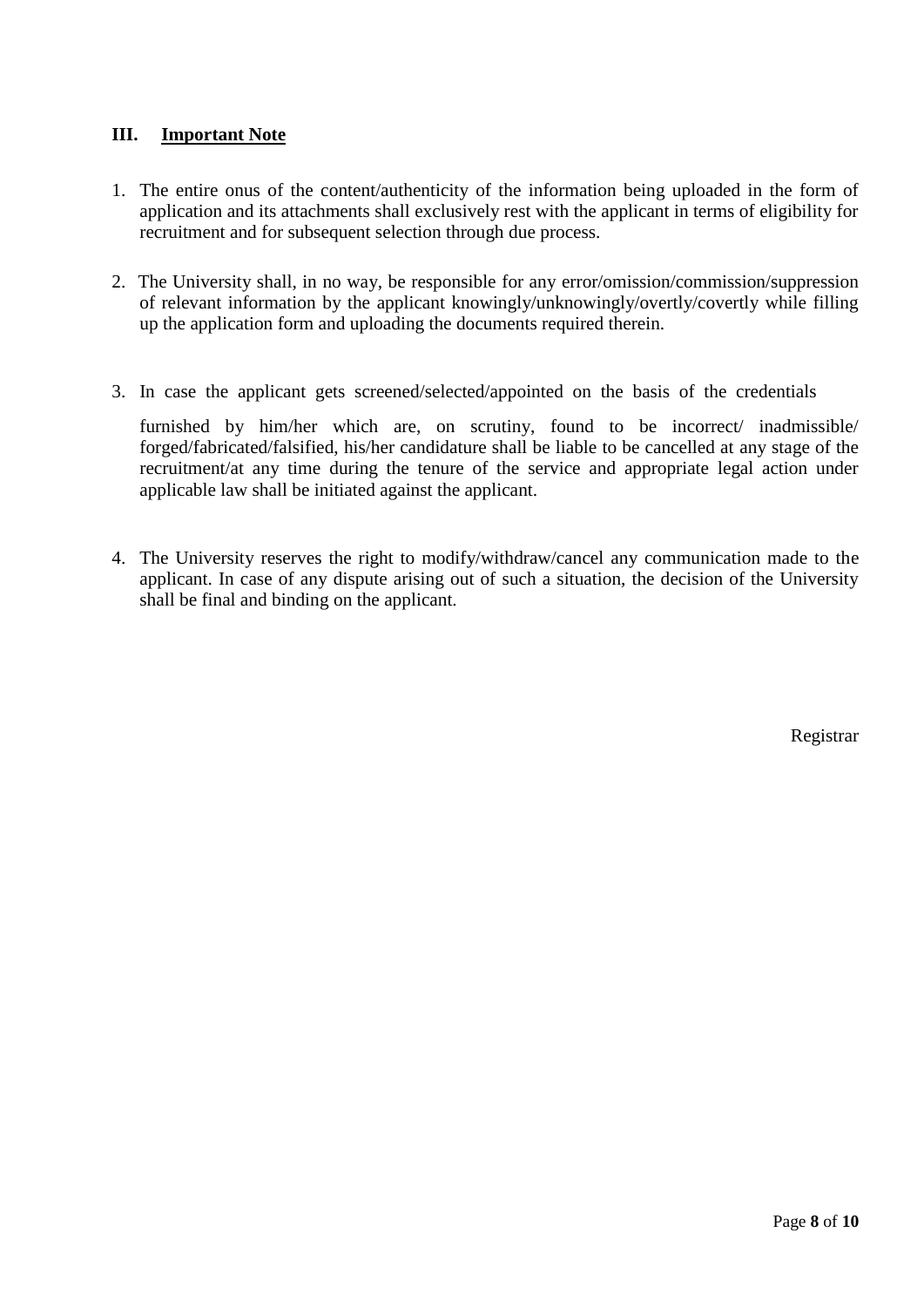## III. Important Note

1. The entire onus of the content/authenticity of the information being uploaded in the form of application and its attachments shall exclusively rest with the applicant in terms of eligibility for recruitment and for subsequent selection through due process.

2. The University shall, in no way, be responsible for any error/omission/commission/suppression of relevant information by the applicant knowingly/unknowingly/overtly/covertly while filling up the application form and uploading the documents required therein.

3. In case the applicant gets screened/selected/appointed on the basis of the credentials furnished by him/her which are, on scrutiny, found to be incorrect/ inadmissible/ forged/fabricated/falsified, his/her candidature shall be liable to be cancelled at any stage of the recruitment/at any time during the tenure of the service and appropriate legal action under applicable law shall be initiated against the applicant.

4. The University reserves the right to modify/withdraw/cancel any communication made to the applicant. In case of any dispute arising out of such a situation, the decision of the University shall be final and binding on the applicant.

Registrar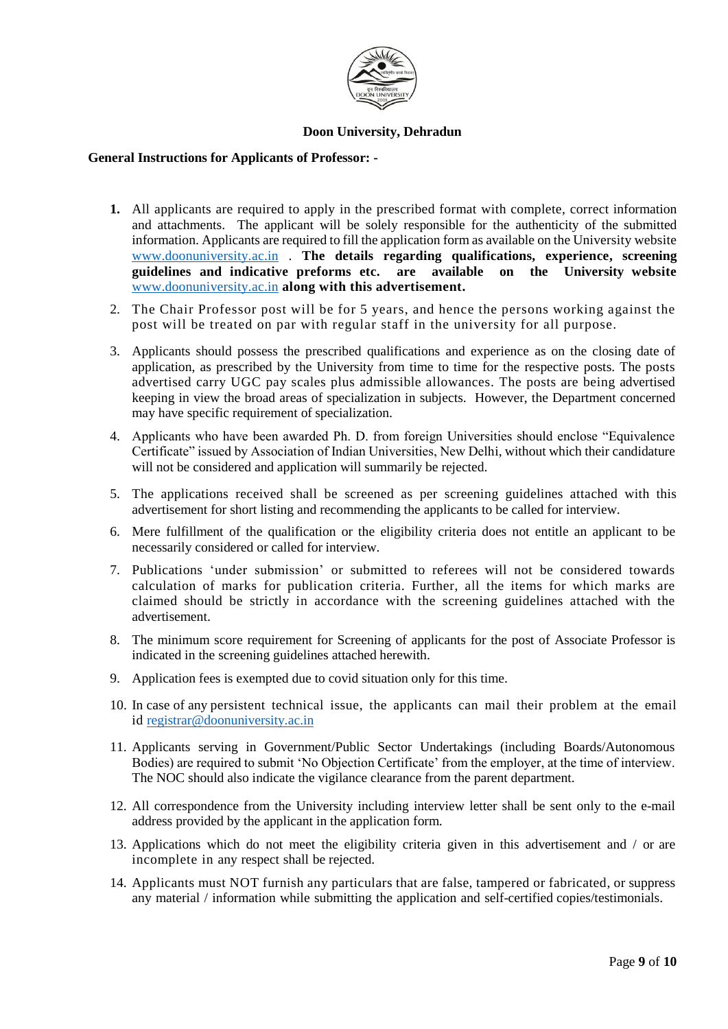# Doon University, Dehradun

**General Instructions for Applicants of Professor: -**

1. All applicants are required to apply in the prescribed format with complete, correct information and attachments. The applicant will be solely responsible for the authenticity of the submitted information. Applicants are required to fill the application form as available on the University website www.doonuniversity.ac.in . **The details regarding qualifications, experience, screening guidelines and indicative preforms etc. are available on the University website www.doonuniversity.ac.in along with this advertisement.**
2. The Chair Professor post will be for 5 years, and hence the persons working against the post will be treated on par with regular staff in the university for all purpose.
3. Applicants should possess the prescribed qualifications and experience as on the closing date of application, as prescribed by the University from time to time for the respective posts. The posts advertised carry UGC pay scales plus admissible allowances. The posts are being advertised keeping in view the broad areas of specialization in subjects. However, the Department concerned may have specific requirement of specialization.
4. Applicants who have been awarded Ph. D. from foreign Universities should enclose "Equivalence Certificate" issued by Association of Indian Universities, New Delhi, without which their candidature will not be considered and application will summarily be rejected.
5. The applications received shall be screened as per screening guidelines attached with this advertisement for short listing and recommending the applicants to be called for interview.
6. Mere fulfillment of the qualification or the eligibility criteria does not entitle an applicant to be necessarily considered or called for interview.
7. Publications 'under submission' or submitted to referees will not be considered towards calculation of marks for publication criteria. Further, all the items for which marks are claimed should be strictly in accordance with the screening guidelines attached with the advertisement.
8. The minimum score requirement for Screening of applicants for the post of Associate Professor is indicated in the screening guidelines attached herewith.
9. Application fees is exempted due to covid situation only for this time.
10. In case of any persistent technical issue, the applicants can mail their problem at the email id registrar@doonuniversity.ac.in
11. Applicants serving in Government/Public Sector Undertakings (including Boards/Autonomous Bodies) are required to submit 'No Objection Certificate' from the employer, at the time of interview. The NOC should also indicate the vigilance clearance from the parent department.
12. All correspondence from the University including interview letter shall be sent only to the e-mail address provided by the applicant in the application form.
13. Applications which do not meet the eligibility criteria given in this advertisement and / or are incomplete in any respect shall be rejected.
14. Applicants must NOT furnish any particulars that are false, tampered or fabricated, or suppress any material / information while submitting the application and self-certified copies/testimonials.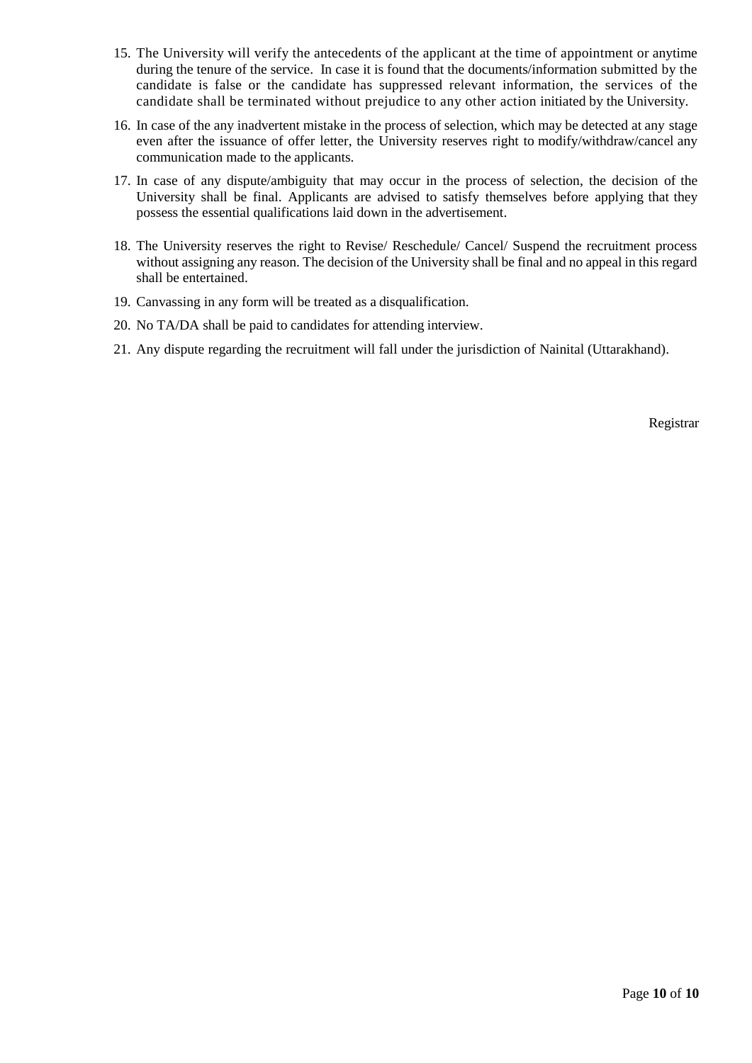15. The University will verify the antecedents of the applicant at the time of appointment or anytime during the tenure of the service. In case it is found that the documents/information submitted by the candidate is false or the candidate has suppressed relevant information, the services of the candidate shall be terminated without prejudice to any other action initiated by the University.
16. In case of the any inadvertent mistake in the process of selection, which may be detected at any stage even after the issuance of offer letter, the University reserves right to modify/withdraw/cancel any communication made to the applicants.
17. In case of any dispute/ambiguity that may occur in the process of selection, the decision of the University shall be final. Applicants are advised to satisfy themselves before applying that they possess the essential qualifications laid down in the advertisement.
18. The University reserves the right to Revise/ Reschedule/ Cancel/ Suspend the recruitment process without assigning any reason. The decision of the University shall be final and no appeal in this regard shall be entertained.
19. Canvassing in any form will be treated as a disqualification.
20. No TA/DA shall be paid to candidates for attending interview.
21. Any dispute regarding the recruitment will fall under the jurisdiction of Nainital (Uttarakhand).

Registrar